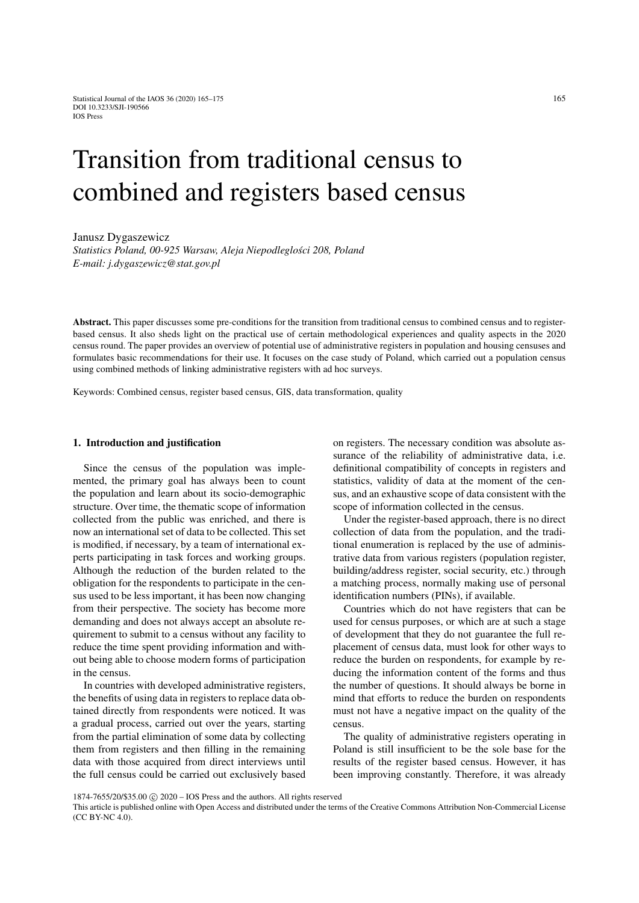# Transition from traditional census to combined and registers based census

Janusz Dygaszewicz

*Statistics Poland, 00-925 Warsaw, Aleja Niepodległości 208, Poland*
*E-mail: j.dygaszewicz@stat.gov.pl*

**Abstract.** This paper discusses some pre-conditions for the transition from traditional census to combined census and to register-based census. It also sheds light on the practical use of certain methodological experiences and quality aspects in the 2020 census round. The paper provides an overview of potential use of administrative registers in population and housing censuses and formulates basic recommendations for their use. It focuses on the case study of Poland, which carried out a population census using combined methods of linking administrative registers with ad hoc surveys.

Keywords: Combined census, register based census, GIS, data transformation, quality

## 1. Introduction and justification

Since the census of the population was implemented, the primary goal has always been to count the population and learn about its socio-demographic structure. Over time, the thematic scope of information collected from the public was enriched, and there is now an international set of data to be collected. This set is modified, if necessary, by a team of international experts participating in task forces and working groups. Although the reduction of the burden related to the obligation for the respondents to participate in the census used to be less important, it has been now changing from their perspective. The society has become more demanding and does not always accept an absolute requirement to submit to a census without any facility to reduce the time spent providing information and without being able to choose modern forms of participation in the census.

In countries with developed administrative registers, the benefits of using data in registers to replace data obtained directly from respondents were noticed. It was a gradual process, carried out over the years, starting from the partial elimination of some data by collecting them from registers and then filling in the remaining data with those acquired from direct interviews until the full census could be carried out exclusively based on registers. The necessary condition was absolute assurance of the reliability of administrative data, i.e. definitional compatibility of concepts in registers and statistics, validity of data at the moment of the census, and an exhaustive scope of data consistent with the scope of information collected in the census.

Under the register-based approach, there is no direct collection of data from the population, and the traditional enumeration is replaced by the use of administrative data from various registers (population register, building/address register, social security, etc.) through a matching process, normally making use of personal identification numbers (PINs), if available.

Countries which do not have registers that can be used for census purposes, or which are at such a stage of development that they do not guarantee the full replacement of census data, must look for other ways to reduce the burden on respondents, for example by reducing the information content of the forms and thus the number of questions. It should always be borne in mind that efforts to reduce the burden on respondents must not have a negative impact on the quality of the census.

The quality of administrative registers operating in Poland is still insufficient to be the sole base for the results of the register based census. However, it has been improving constantly. Therefore, it was already

1874-7655/20/$35.00 © 2020 – IOS Press and the authors. All rights reserved
This article is published online with Open Access and distributed under the terms of the Creative Commons Attribution Non-Commercial License (CC BY-NC 4.0).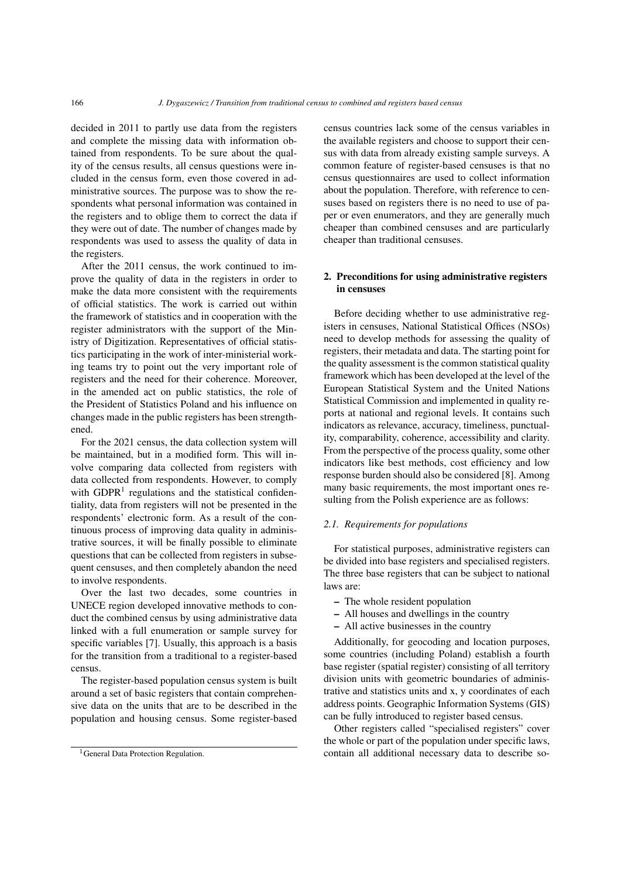decided in 2011 to partly use data from the registers and complete the missing data with information obtained from respondents. To be sure about the quality of the census results, all census questions were included in the census form, even those covered in administrative sources. The purpose was to show the respondents what personal information was contained in the registers and to oblige them to correct the data if they were out of date. The number of changes made by respondents was used to assess the quality of data in the registers.

After the 2011 census, the work continued to improve the quality of data in the registers in order to make the data more consistent with the requirements of official statistics. The work is carried out within the framework of statistics and in cooperation with the register administrators with the support of the Ministry of Digitization. Representatives of official statistics participating in the work of inter-ministerial working teams try to point out the very important role of registers and the need for their coherence. Moreover, in the amended act on public statistics, the role of the President of Statistics Poland and his influence on changes made in the public registers has been strengthened.

For the 2021 census, the data collection system will be maintained, but in a modified form. This will involve comparing data collected from registers with data collected from respondents. However, to comply with GDPR[1] regulations and the statistical confidentiality, data from registers will not be presented in the respondents' electronic form. As a result of the continuous process of improving data quality in administrative sources, it will be finally possible to eliminate questions that can be collected from registers in subsequent censuses, and then completely abandon the need to involve respondents.

Over the last two decades, some countries in UNECE region developed innovative methods to conduct the combined census by using administrative data linked with a full enumeration or sample survey for specific variables [7]. Usually, this approach is a basis for the transition from a traditional to a register-based census.

The register-based population census system is built around a set of basic registers that contain comprehensive data on the units that are to be described in the population and housing census. Some register-based census countries lack some of the census variables in the available registers and choose to support their census with data from already existing sample surveys. A common feature of register-based censuses is that no census questionnaires are used to collect information about the population. Therefore, with reference to censuses based on registers there is no need to use of paper or even enumerators, and they are generally much cheaper than combined censuses and are particularly cheaper than traditional censuses.

## 2. Preconditions for using administrative registers in censuses

Before deciding whether to use administrative registers in censuses, National Statistical Offices (NSOs) need to develop methods for assessing the quality of registers, their metadata and data. The starting point for the quality assessment is the common statistical quality framework which has been developed at the level of the European Statistical System and the United Nations Statistical Commission and implemented in quality reports at national and regional levels. It contains such indicators as relevance, accuracy, timeliness, punctuality, comparability, coherence, accessibility and clarity. From the perspective of the process quality, some other indicators like best methods, cost efficiency and low response burden should also be considered [8]. Among many basic requirements, the most important ones resulting from the Polish experience are as follows:

### *2.1. Requirements for populations*

For statistical purposes, administrative registers can be divided into base registers and specialised registers. The three base registers that can be subject to national laws are:

- The whole resident population
- All houses and dwellings in the country
- All active businesses in the country

Additionally, for geocoding and location purposes, some countries (including Poland) establish a fourth base register (spatial register) consisting of all territory division units with geometric boundaries of administrative and statistics units and x, y coordinates of each address points. Geographic Information Systems (GIS) can be fully introduced to register based census.

Other registers called "specialised registers" cover the whole or part of the population under specific laws, contain all additional necessary data to describe so-

[1] General Data Protection Regulation.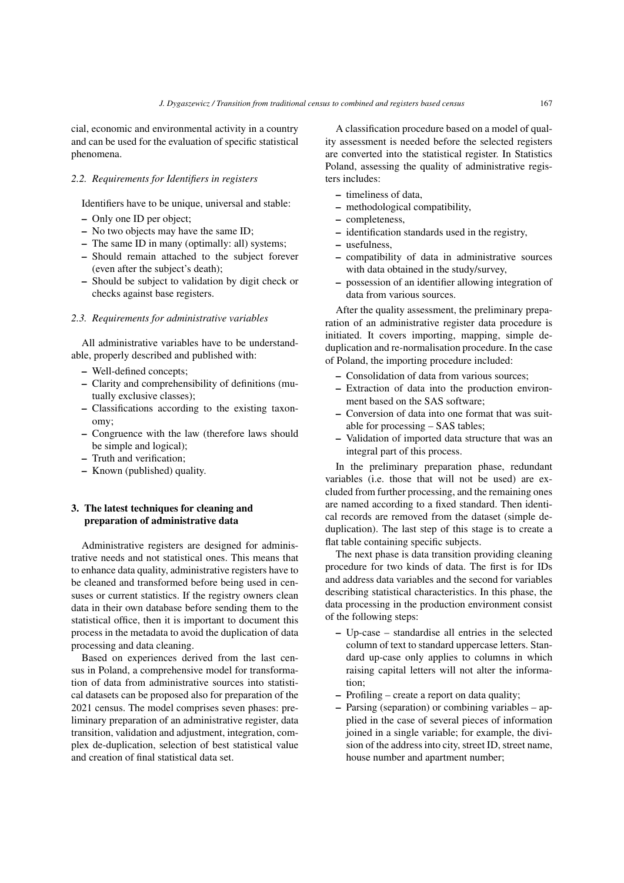cial, economic and environmental activity in a country and can be used for the evaluation of specific statistical phenomena.

### *2.2. Requirements for Identifiers in registers*

Identifiers have to be unique, universal and stable:

- Only one ID per object;
- No two objects may have the same ID;
- The same ID in many (optimally: all) systems;
- Should remain attached to the subject forever (even after the subject's death);
- Should be subject to validation by digit check or checks against base registers.

### *2.3. Requirements for administrative variables*

All administrative variables have to be understandable, properly described and published with:

- Well-defined concepts;
- Clarity and comprehensibility of definitions (mutually exclusive classes);
- Classifications according to the existing taxonomy;
- Congruence with the law (therefore laws should be simple and logical);
- Truth and verification;
- Known (published) quality.

## 3. The latest techniques for cleaning and preparation of administrative data

Administrative registers are designed for administrative needs and not statistical ones. This means that to enhance data quality, administrative registers have to be cleaned and transformed before being used in censuses or current statistics. If the registry owners clean data in their own database before sending them to the statistical office, then it is important to document this process in the metadata to avoid the duplication of data processing and data cleaning.

Based on experiences derived from the last census in Poland, a comprehensive model for transformation of data from administrative sources into statistical datasets can be proposed also for preparation of the 2021 census. The model comprises seven phases: preliminary preparation of an administrative register, data transition, validation and adjustment, integration, complex de-duplication, selection of best statistical value and creation of final statistical data set.

A classification procedure based on a model of quality assessment is needed before the selected registers are converted into the statistical register. In Statistics Poland, assessing the quality of administrative registers includes:

- timeliness of data,
- methodological compatibility,
- completeness,
- identification standards used in the registry,
- usefulness,
- compatibility of data in administrative sources with data obtained in the study/survey,
- possession of an identifier allowing integration of data from various sources.

After the quality assessment, the preliminary preparation of an administrative register data procedure is initiated. It covers importing, mapping, simple deduplication and re-normalisation procedure. In the case of Poland, the importing procedure included:

- Consolidation of data from various sources;
- Extraction of data into the production environment based on the SAS software;
- Conversion of data into one format that was suitable for processing – SAS tables;
- Validation of imported data structure that was an integral part of this process.

In the preliminary preparation phase, redundant variables (i.e. those that will not be used) are excluded from further processing, and the remaining ones are named according to a fixed standard. Then identical records are removed from the dataset (simple deduplication). The last step of this stage is to create a flat table containing specific subjects.

The next phase is data transition providing cleaning procedure for two kinds of data. The first is for IDs and address data variables and the second for variables describing statistical characteristics. In this phase, the data processing in the production environment consist of the following steps:

- Up-case – standardise all entries in the selected column of text to standard uppercase letters. Standard up-case only applies to columns in which raising capital letters will not alter the information;
- Profiling – create a report on data quality;
- Parsing (separation) or combining variables – applied in the case of several pieces of information joined in a single variable; for example, the division of the address into city, street ID, street name, house number and apartment number;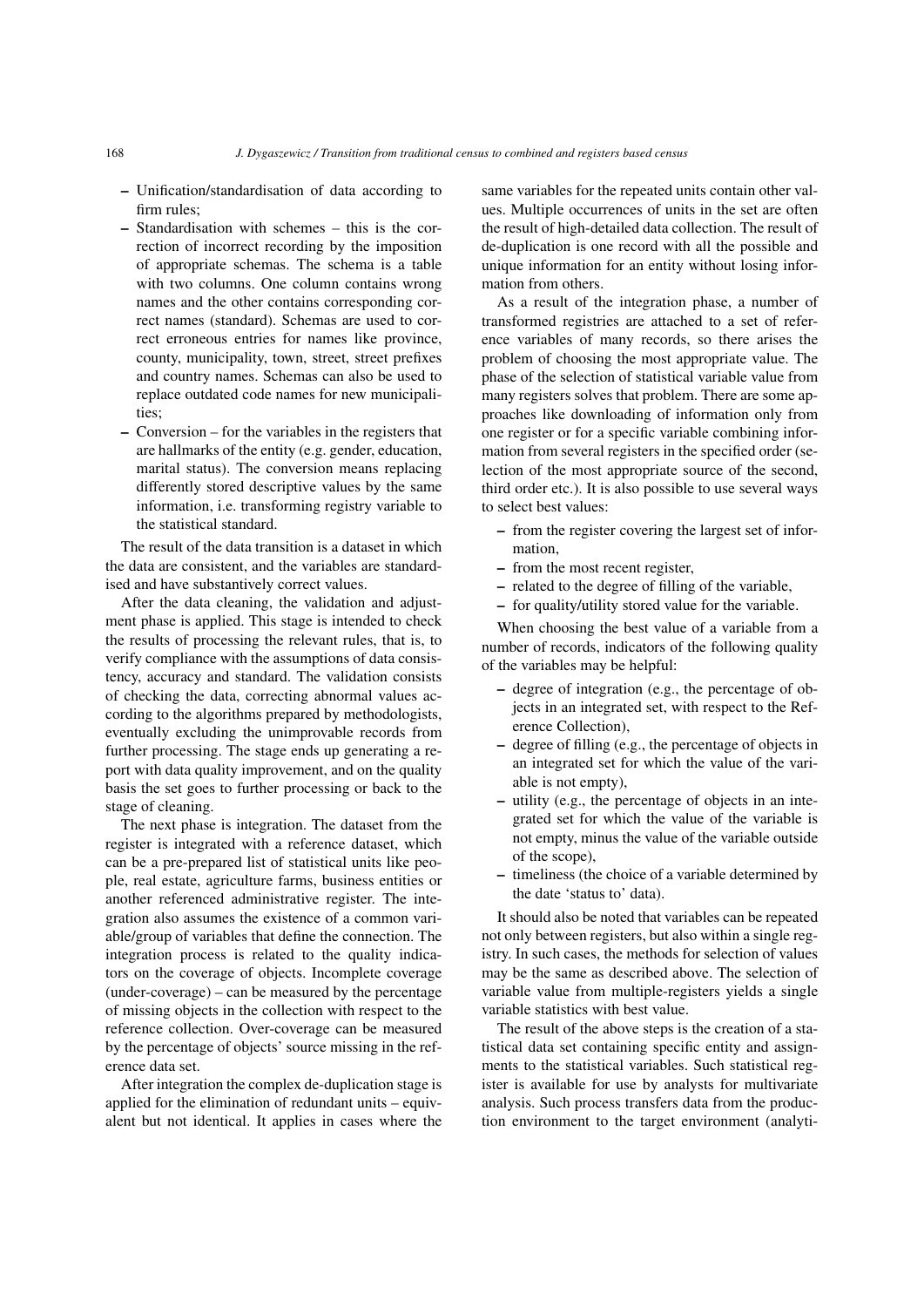- Unification/standardisation of data according to firm rules;
- Standardisation with schemes – this is the correction of incorrect recording by the imposition of appropriate schemas. The schema is a table with two columns. One column contains wrong names and the other contains corresponding correct names (standard). Schemas are used to correct erroneous entries for names like province, county, municipality, town, street, street prefixes and country names. Schemas can also be used to replace outdated code names for new municipalities;
- Conversion – for the variables in the registers that are hallmarks of the entity (e.g. gender, education, marital status). The conversion means replacing differently stored descriptive values by the same information, i.e. transforming registry variable to the statistical standard.

The result of the data transition is a dataset in which the data are consistent, and the variables are standardised and have substantively correct values.

After the data cleaning, the validation and adjustment phase is applied. This stage is intended to check the results of processing the relevant rules, that is, to verify compliance with the assumptions of data consistency, accuracy and standard. The validation consists of checking the data, correcting abnormal values according to the algorithms prepared by methodologists, eventually excluding the unimprovable records from further processing. The stage ends up generating a report with data quality improvement, and on the quality basis the set goes to further processing or back to the stage of cleaning.

The next phase is integration. The dataset from the register is integrated with a reference dataset, which can be a pre-prepared list of statistical units like people, real estate, agriculture farms, business entities or another referenced administrative register. The integration also assumes the existence of a common variable/group of variables that define the connection. The integration process is related to the quality indicators on the coverage of objects. Incomplete coverage (under-coverage) – can be measured by the percentage of missing objects in the collection with respect to the reference collection. Over-coverage can be measured by the percentage of objects' source missing in the reference data set.

After integration the complex de-duplication stage is applied for the elimination of redundant units – equivalent but not identical. It applies in cases where the same variables for the repeated units contain other values. Multiple occurrences of units in the set are often the result of high-detailed data collection. The result of de-duplication is one record with all the possible and unique information for an entity without losing information from others.

As a result of the integration phase, a number of transformed registries are attached to a set of reference variables of many records, so there arises the problem of choosing the most appropriate value. The phase of the selection of statistical variable value from many registers solves that problem. There are some approaches like downloading of information only from one register or for a specific variable combining information from several registers in the specified order (selection of the most appropriate source of the second, third order etc.). It is also possible to use several ways to select best values:

- from the register covering the largest set of information,
- from the most recent register,
- related to the degree of filling of the variable,
- for quality/utility stored value for the variable.

When choosing the best value of a variable from a number of records, indicators of the following quality of the variables may be helpful:

- degree of integration (e.g., the percentage of objects in an integrated set, with respect to the Reference Collection),
- degree of filling (e.g., the percentage of objects in an integrated set for which the value of the variable is not empty),
- utility (e.g., the percentage of objects in an integrated set for which the value of the variable is not empty, minus the value of the variable outside of the scope),
- timeliness (the choice of a variable determined by the date 'status to' data).

It should also be noted that variables can be repeated not only between registers, but also within a single registry. In such cases, the methods for selection of values may be the same as described above. The selection of variable value from multiple-registers yields a single variable statistics with best value.

The result of the above steps is the creation of a statistical data set containing specific entity and assignments to the statistical variables. Such statistical register is available for use by analysts for multivariate analysis. Such process transfers data from the production environment to the target environment (analyti-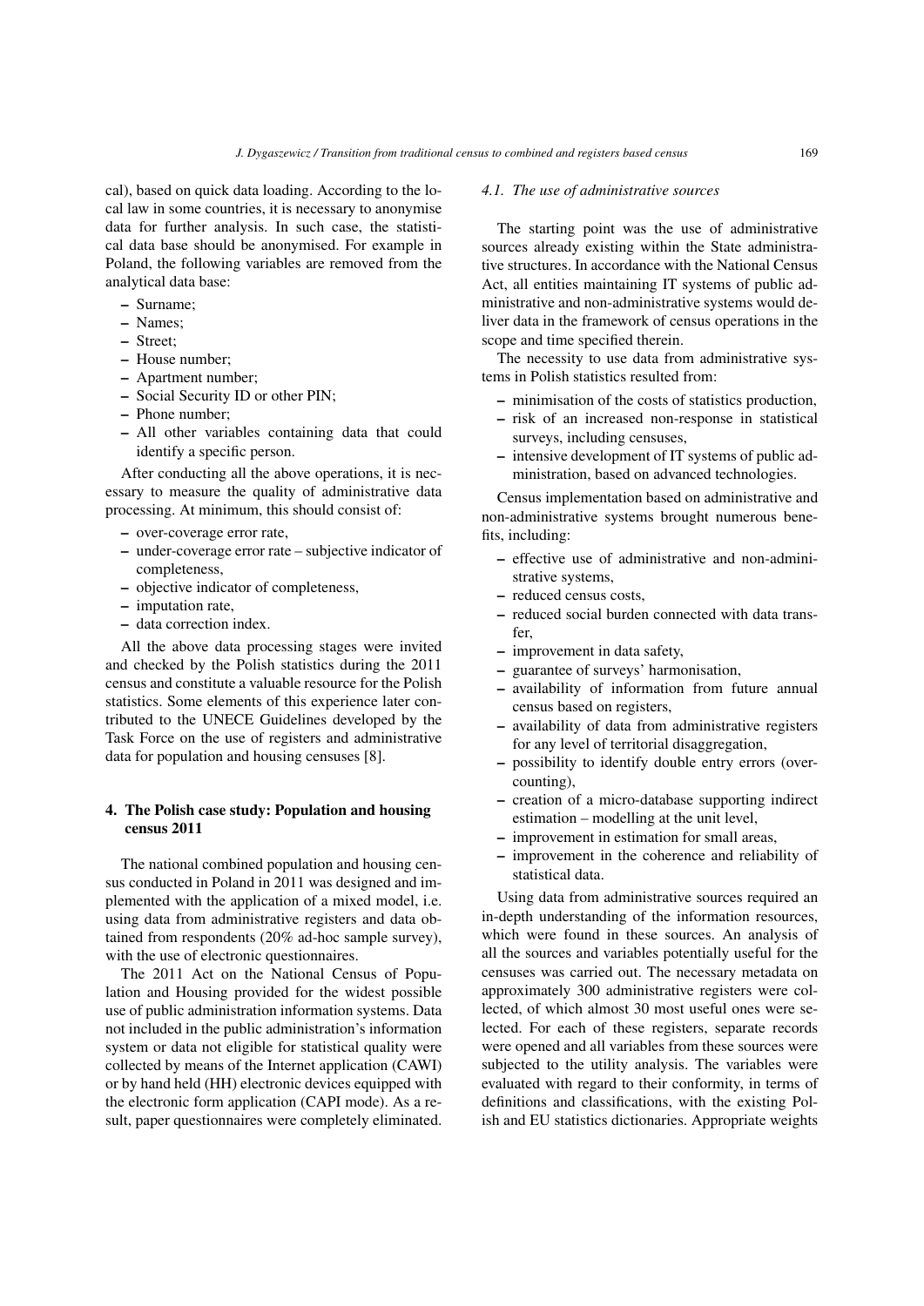cal), based on quick data loading. According to the local law in some countries, it is necessary to anonymise data for further analysis. In such case, the statistical data base should be anonymised. For example in Poland, the following variables are removed from the analytical data base:

- Surname;
- Names;
- Street;
- House number;
- Apartment number;
- Social Security ID or other PIN;
- Phone number;
- All other variables containing data that could identify a specific person.

After conducting all the above operations, it is necessary to measure the quality of administrative data processing. At minimum, this should consist of:

- over-coverage error rate,
- under-coverage error rate – subjective indicator of completeness,
- objective indicator of completeness,
- imputation rate,
- data correction index.

All the above data processing stages were invited and checked by the Polish statistics during the 2011 census and constitute a valuable resource for the Polish statistics. Some elements of this experience later contributed to the UNECE Guidelines developed by the Task Force on the use of registers and administrative data for population and housing censuses [8].

## 4. The Polish case study: Population and housing census 2011

The national combined population and housing census conducted in Poland in 2011 was designed and implemented with the application of a mixed model, i.e. using data from administrative registers and data obtained from respondents (20% ad-hoc sample survey), with the use of electronic questionnaires.

The 2011 Act on the National Census of Population and Housing provided for the widest possible use of public administration information systems. Data not included in the public administration's information system or data not eligible for statistical quality were collected by means of the Internet application (CAWI) or by hand held (HH) electronic devices equipped with the electronic form application (CAPI mode). As a result, paper questionnaires were completely eliminated.

### *4.1. The use of administrative sources*

The starting point was the use of administrative sources already existing within the State administrative structures. In accordance with the National Census Act, all entities maintaining IT systems of public administrative and non-administrative systems would deliver data in the framework of census operations in the scope and time specified therein.

The necessity to use data from administrative systems in Polish statistics resulted from:

- minimisation of the costs of statistics production,
- risk of an increased non-response in statistical surveys, including censuses,
- intensive development of IT systems of public administration, based on advanced technologies.

Census implementation based on administrative and non-administrative systems brought numerous benefits, including:

- effective use of administrative and non-administrative systems,
- reduced census costs,
- reduced social burden connected with data transfer,
- improvement in data safety,
- guarantee of surveys' harmonisation,
- availability of information from future annual census based on registers,
- availability of data from administrative registers for any level of territorial disaggregation,
- possibility to identify double entry errors (over-counting),
- creation of a micro-database supporting indirect estimation – modelling at the unit level,
- improvement in estimation for small areas,
- improvement in the coherence and reliability of statistical data.

Using data from administrative sources required an in-depth understanding of the information resources, which were found in these sources. An analysis of all the sources and variables potentially useful for the censuses was carried out. The necessary metadata on approximately 300 administrative registers were collected, of which almost 30 most useful ones were selected. For each of these registers, separate records were opened and all variables from these sources were subjected to the utility analysis. The variables were evaluated with regard to their conformity, in terms of definitions and classifications, with the existing Polish and EU statistics dictionaries. Appropriate weights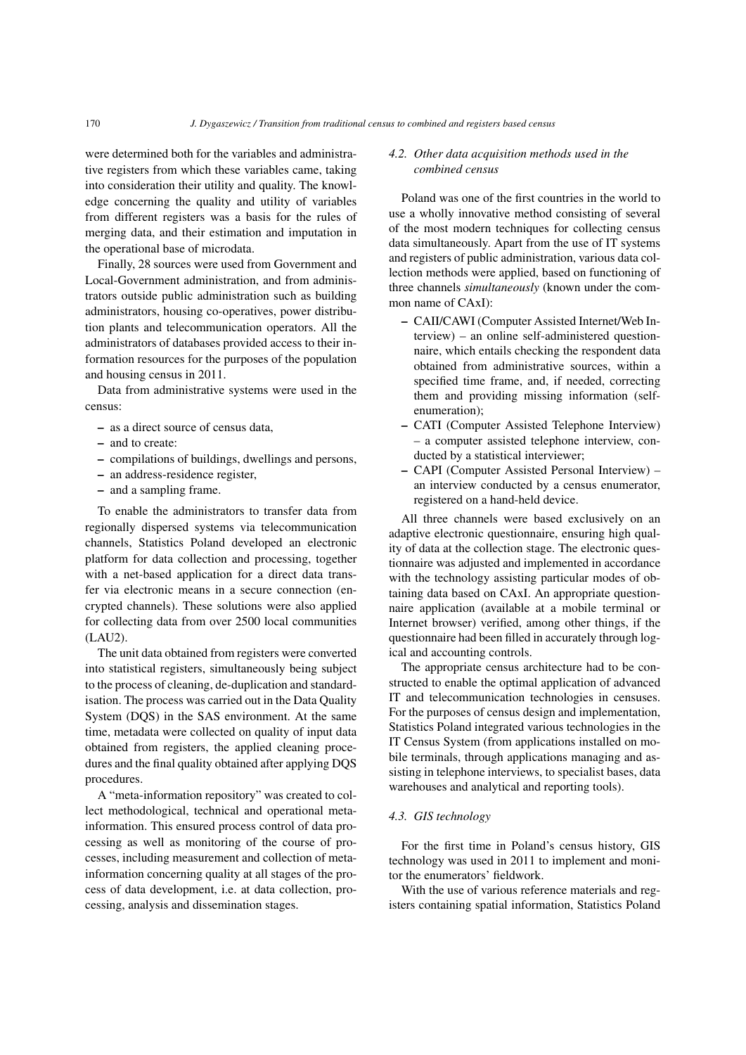were determined both for the variables and administrative registers from which these variables came, taking into consideration their utility and quality. The knowledge concerning the quality and utility of variables from different registers was a basis for the rules of merging data, and their estimation and imputation in the operational base of microdata.

Finally, 28 sources were used from Government and Local-Government administration, and from administrators outside public administration such as building administrators, housing co-operatives, power distribution plants and telecommunication operators. All the administrators of databases provided access to their information resources for the purposes of the population and housing census in 2011.

Data from administrative systems were used in the census:

- as a direct source of census data,
- and to create:
- compilations of buildings, dwellings and persons,
- an address-residence register,
- and a sampling frame.

To enable the administrators to transfer data from regionally dispersed systems via telecommunication channels, Statistics Poland developed an electronic platform for data collection and processing, together with a net-based application for a direct data transfer via electronic means in a secure connection (encrypted channels). These solutions were also applied for collecting data from over 2500 local communities (LAU2).

The unit data obtained from registers were converted into statistical registers, simultaneously being subject to the process of cleaning, de-duplication and standardisation. The process was carried out in the Data Quality System (DQS) in the SAS environment. At the same time, metadata were collected on quality of input data obtained from registers, the applied cleaning procedures and the final quality obtained after applying DQS procedures.

A "meta-information repository" was created to collect methodological, technical and operational meta-information. This ensured process control of data processing as well as monitoring of the course of processes, including measurement and collection of meta-information concerning quality at all stages of the process of data development, i.e. at data collection, processing, analysis and dissemination stages.

### *4.2. Other data acquisition methods used in the combined census*

Poland was one of the first countries in the world to use a wholly innovative method consisting of several of the most modern techniques for collecting census data simultaneously. Apart from the use of IT systems and registers of public administration, various data collection methods were applied, based on functioning of three channels *simultaneously* (known under the common name of CAxI):

- CAII/CAWI (Computer Assisted Internet/Web Interview) – an online self-administered questionnaire, which entails checking the respondent data obtained from administrative sources, within a specified time frame, and, if needed, correcting them and providing missing information (self-enumeration);
- CATI (Computer Assisted Telephone Interview) – a computer assisted telephone interview, conducted by a statistical interviewer;
- CAPI (Computer Assisted Personal Interview) – an interview conducted by a census enumerator, registered on a hand-held device.

All three channels were based exclusively on an adaptive electronic questionnaire, ensuring high quality of data at the collection stage. The electronic questionnaire was adjusted and implemented in accordance with the technology assisting particular modes of obtaining data based on CAxI. An appropriate questionnaire application (available at a mobile terminal or Internet browser) verified, among other things, if the questionnaire had been filled in accurately through logical and accounting controls.

The appropriate census architecture had to be constructed to enable the optimal application of advanced IT and telecommunication technologies in censuses. For the purposes of census design and implementation, Statistics Poland integrated various technologies in the IT Census System (from applications installed on mobile terminals, through applications managing and assisting in telephone interviews, to specialist bases, data warehouses and analytical and reporting tools).

### *4.3. GIS technology*

For the first time in Poland's census history, GIS technology was used in 2011 to implement and monitor the enumerators' fieldwork.

With the use of various reference materials and registers containing spatial information, Statistics Poland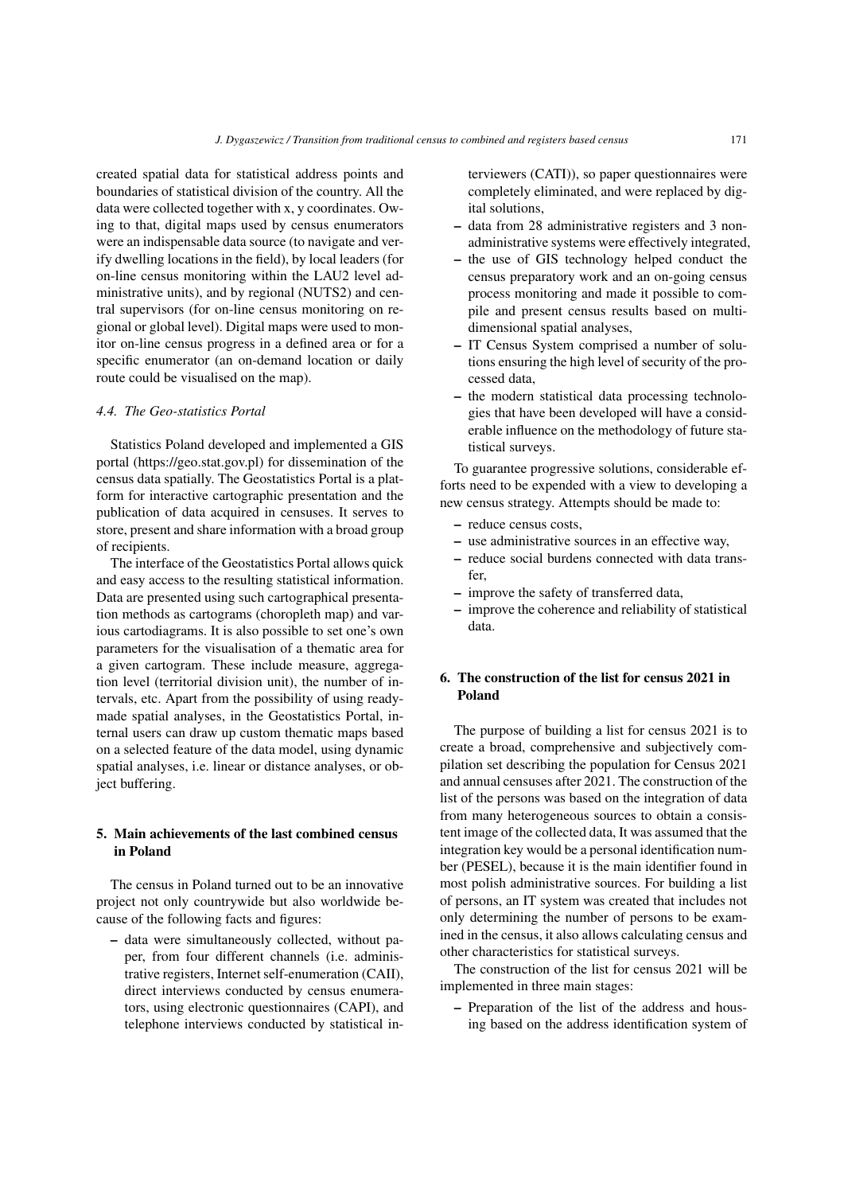created spatial data for statistical address points and boundaries of statistical division of the country. All the data were collected together with x, y coordinates. Owing to that, digital maps used by census enumerators were an indispensable data source (to navigate and verify dwelling locations in the field), by local leaders (for on-line census monitoring within the LAU2 level administrative units), and by regional (NUTS2) and central supervisors (for on-line census monitoring on regional or global level). Digital maps were used to monitor on-line census progress in a defined area or for a specific enumerator (an on-demand location or daily route could be visualised on the map).

### *4.4. The Geo-statistics Portal*

Statistics Poland developed and implemented a GIS portal (https://geo.stat.gov.pl) for dissemination of the census data spatially. The Geostatistics Portal is a platform for interactive cartographic presentation and the publication of data acquired in censuses. It serves to store, present and share information with a broad group of recipients.

The interface of the Geostatistics Portal allows quick and easy access to the resulting statistical information. Data are presented using such cartographical presentation methods as cartograms (choropleth map) and various cartodiagrams. It is also possible to set one's own parameters for the visualisation of a thematic area for a given cartogram. These include measure, aggregation level (territorial division unit), the number of intervals, etc. Apart from the possibility of using ready-made spatial analyses, in the Geostatistics Portal, internal users can draw up custom thematic maps based on a selected feature of the data model, using dynamic spatial analyses, i.e. linear or distance analyses, or object buffering.

## 5. Main achievements of the last combined census in Poland

The census in Poland turned out to be an innovative project not only countrywide but also worldwide because of the following facts and figures:

- data were simultaneously collected, without paper, from four different channels (i.e. administrative registers, Internet self-enumeration (CAII), direct interviews conducted by census enumerators, using electronic questionnaires (CAPI), and telephone interviews conducted by statistical interviewers (CATI)), so paper questionnaires were completely eliminated, and were replaced by digital solutions,
- data from 28 administrative registers and 3 non-administrative systems were effectively integrated,
- the use of GIS technology helped conduct the census preparatory work and an on-going census process monitoring and made it possible to compile and present census results based on multi-dimensional spatial analyses,
- IT Census System comprised a number of solutions ensuring the high level of security of the processed data,
- the modern statistical data processing technologies that have been developed will have a considerable influence on the methodology of future statistical surveys.

To guarantee progressive solutions, considerable efforts need to be expended with a view to developing a new census strategy. Attempts should be made to:

- reduce census costs,
- use administrative sources in an effective way,
- reduce social burdens connected with data transfer,
- improve the safety of transferred data,
- improve the coherence and reliability of statistical data.

## 6. The construction of the list for census 2021 in Poland

The purpose of building a list for census 2021 is to create a broad, comprehensive and subjectively compilation set describing the population for Census 2021 and annual censuses after 2021. The construction of the list of the persons was based on the integration of data from many heterogeneous sources to obtain a consistent image of the collected data, It was assumed that the integration key would be a personal identification number (PESEL), because it is the main identifier found in most polish administrative sources. For building a list of persons, an IT system was created that includes not only determining the number of persons to be examined in the census, it also allows calculating census and other characteristics for statistical surveys.

The construction of the list for census 2021 will be implemented in three main stages:

- Preparation of the list of the address and housing based on the address identification system of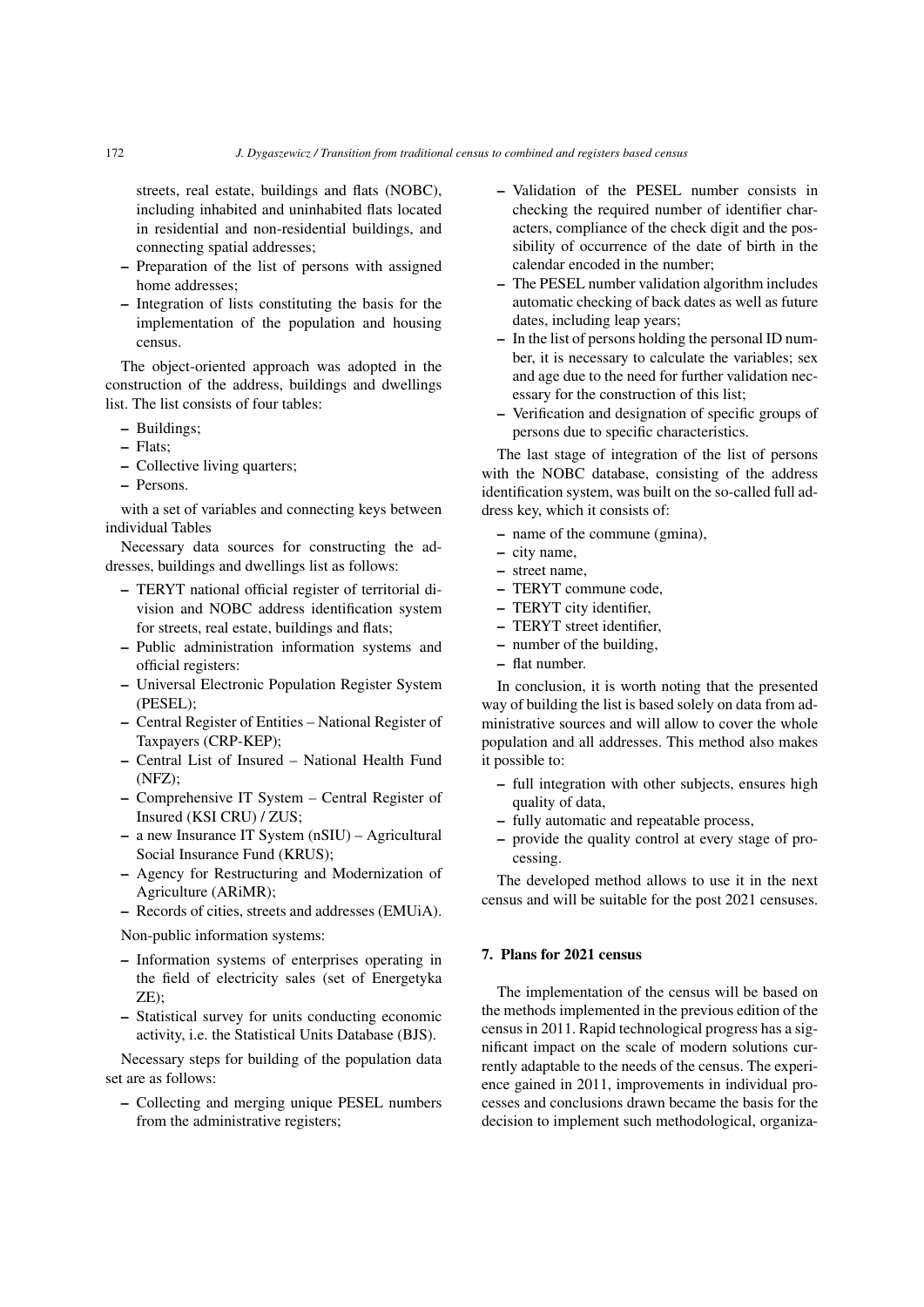streets, real estate, buildings and flats (NOBC), including inhabited and uninhabited flats located in residential and non-residential buildings, and connecting spatial addresses;
- Preparation of the list of persons with assigned home addresses;
- Integration of lists constituting the basis for the implementation of the population and housing census.

The object-oriented approach was adopted in the construction of the address, buildings and dwellings list. The list consists of four tables:

- Buildings;
- Flats;
- Collective living quarters;
- Persons.

with a set of variables and connecting keys between individual Tables

Necessary data sources for constructing the addresses, buildings and dwellings list as follows:

- TERYT national official register of territorial division and NOBC address identification system for streets, real estate, buildings and flats;
- Public administration information systems and official registers:
- Universal Electronic Population Register System (PESEL);
- Central Register of Entities – National Register of Taxpayers (CRP-KEP);
- Central List of Insured – National Health Fund (NFZ);
- Comprehensive IT System – Central Register of Insured (KSI CRU) / ZUS;
- a new Insurance IT System (nSIU) – Agricultural Social Insurance Fund (KRUS);
- Agency for Restructuring and Modernization of Agriculture (ARiMR);
- Records of cities, streets and addresses (EMUiA).

Non-public information systems:

- Information systems of enterprises operating in the field of electricity sales (set of Energetyka ZE);
- Statistical survey for units conducting economic activity, i.e. the Statistical Units Database (BJS).

Necessary steps for building of the population data set are as follows:

- Collecting and merging unique PESEL numbers from the administrative registers;
- Validation of the PESEL number consists in checking the required number of identifier characters, compliance of the check digit and the possibility of occurrence of the date of birth in the calendar encoded in the number;
- The PESEL number validation algorithm includes automatic checking of back dates as well as future dates, including leap years;
- In the list of persons holding the personal ID number, it is necessary to calculate the variables; sex and age due to the need for further validation necessary for the construction of this list;
- Verification and designation of specific groups of persons due to specific characteristics.

The last stage of integration of the list of persons with the NOBC database, consisting of the address identification system, was built on the so-called full address key, which it consists of:

- name of the commune (gmina),
- city name,
- street name,
- TERYT commune code,
- TERYT city identifier,
- TERYT street identifier,
- number of the building,
- flat number.

In conclusion, it is worth noting that the presented way of building the list is based solely on data from administrative sources and will allow to cover the whole population and all addresses. This method also makes it possible to:

- full integration with other subjects, ensures high quality of data,
- fully automatic and repeatable process,
- provide the quality control at every stage of processing.

The developed method allows to use it in the next census and will be suitable for the post 2021 censuses.

## 7. Plans for 2021 census

The implementation of the census will be based on the methods implemented in the previous edition of the census in 2011. Rapid technological progress has a significant impact on the scale of modern solutions currently adaptable to the needs of the census. The experience gained in 2011, improvements in individual processes and conclusions drawn became the basis for the decision to implement such methodological, organiza-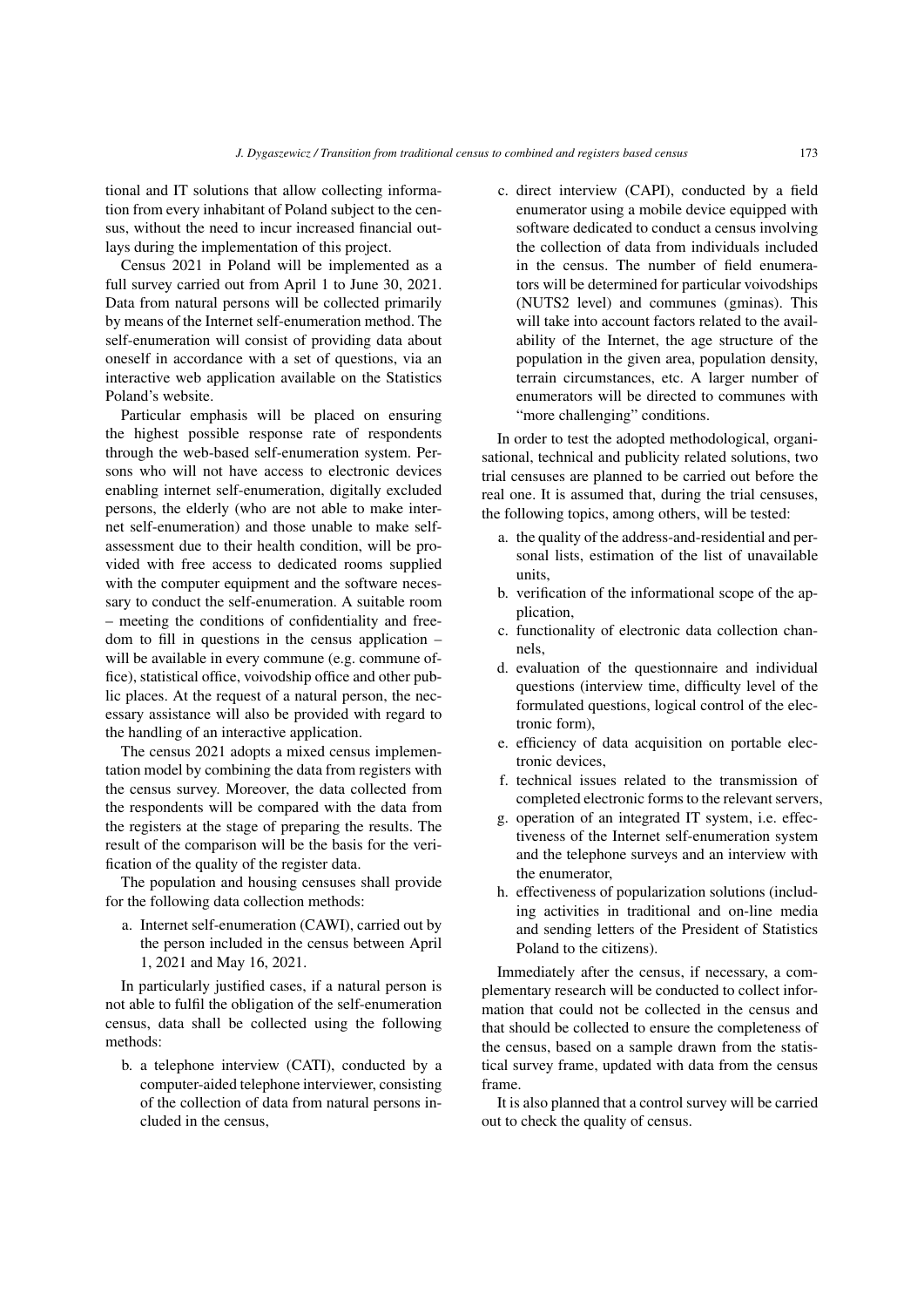tional and IT solutions that allow collecting information from every inhabitant of Poland subject to the census, without the need to incur increased financial outlays during the implementation of this project.

Census 2021 in Poland will be implemented as a full survey carried out from April 1 to June 30, 2021. Data from natural persons will be collected primarily by means of the Internet self-enumeration method. The self-enumeration will consist of providing data about oneself in accordance with a set of questions, via an interactive web application available on the Statistics Poland's website.

Particular emphasis will be placed on ensuring the highest possible response rate of respondents through the web-based self-enumeration system. Persons who will not have access to electronic devices enabling internet self-enumeration, digitally excluded persons, the elderly (who are not able to make internet self-enumeration) and those unable to make self-assessment due to their health condition, will be provided with free access to dedicated rooms supplied with the computer equipment and the software necessary to conduct the self-enumeration. A suitable room – meeting the conditions of confidentiality and freedom to fill in questions in the census application – will be available in every commune (e.g. commune office), statistical office, voivodship office and other public places. At the request of a natural person, the necessary assistance will also be provided with regard to the handling of an interactive application.

The census 2021 adopts a mixed census implementation model by combining the data from registers with the census survey. Moreover, the data collected from the respondents will be compared with the data from the registers at the stage of preparing the results. The result of the comparison will be the basis for the verification of the quality of the register data.

The population and housing censuses shall provide for the following data collection methods:

a. Internet self-enumeration (CAWI), carried out by the person included in the census between April 1, 2021 and May 16, 2021.

In particularly justified cases, if a natural person is not able to fulfil the obligation of the self-enumeration census, data shall be collected using the following methods:

b. a telephone interview (CATI), conducted by a computer-aided telephone interviewer, consisting of the collection of data from natural persons included in the census,
c. direct interview (CAPI), conducted by a field enumerator using a mobile device equipped with software dedicated to conduct a census involving the collection of data from individuals included in the census. The number of field enumerators will be determined for particular voivodships (NUTS2 level) and communes (gminas). This will take into account factors related to the availability of the Internet, the age structure of the population in the given area, population density, terrain circumstances, etc. A larger number of enumerators will be directed to communes with "more challenging" conditions.

In order to test the adopted methodological, organisational, technical and publicity related solutions, two trial censuses are planned to be carried out before the real one. It is assumed that, during the trial censuses, the following topics, among others, will be tested:

a. the quality of the address-and-residential and personal lists, estimation of the list of unavailable units,
b. verification of the informational scope of the application,
c. functionality of electronic data collection channels,
d. evaluation of the questionnaire and individual questions (interview time, difficulty level of the formulated questions, logical control of the electronic form),
e. efficiency of data acquisition on portable electronic devices,
f. technical issues related to the transmission of completed electronic forms to the relevant servers,
g. operation of an integrated IT system, i.e. effectiveness of the Internet self-enumeration system and the telephone surveys and an interview with the enumerator,
h. effectiveness of popularization solutions (including activities in traditional and on-line media and sending letters of the President of Statistics Poland to the citizens).

Immediately after the census, if necessary, a complementary research will be conducted to collect information that could not be collected in the census and that should be collected to ensure the completeness of the census, based on a sample drawn from the statistical survey frame, updated with data from the census frame.

It is also planned that a control survey will be carried out to check the quality of census.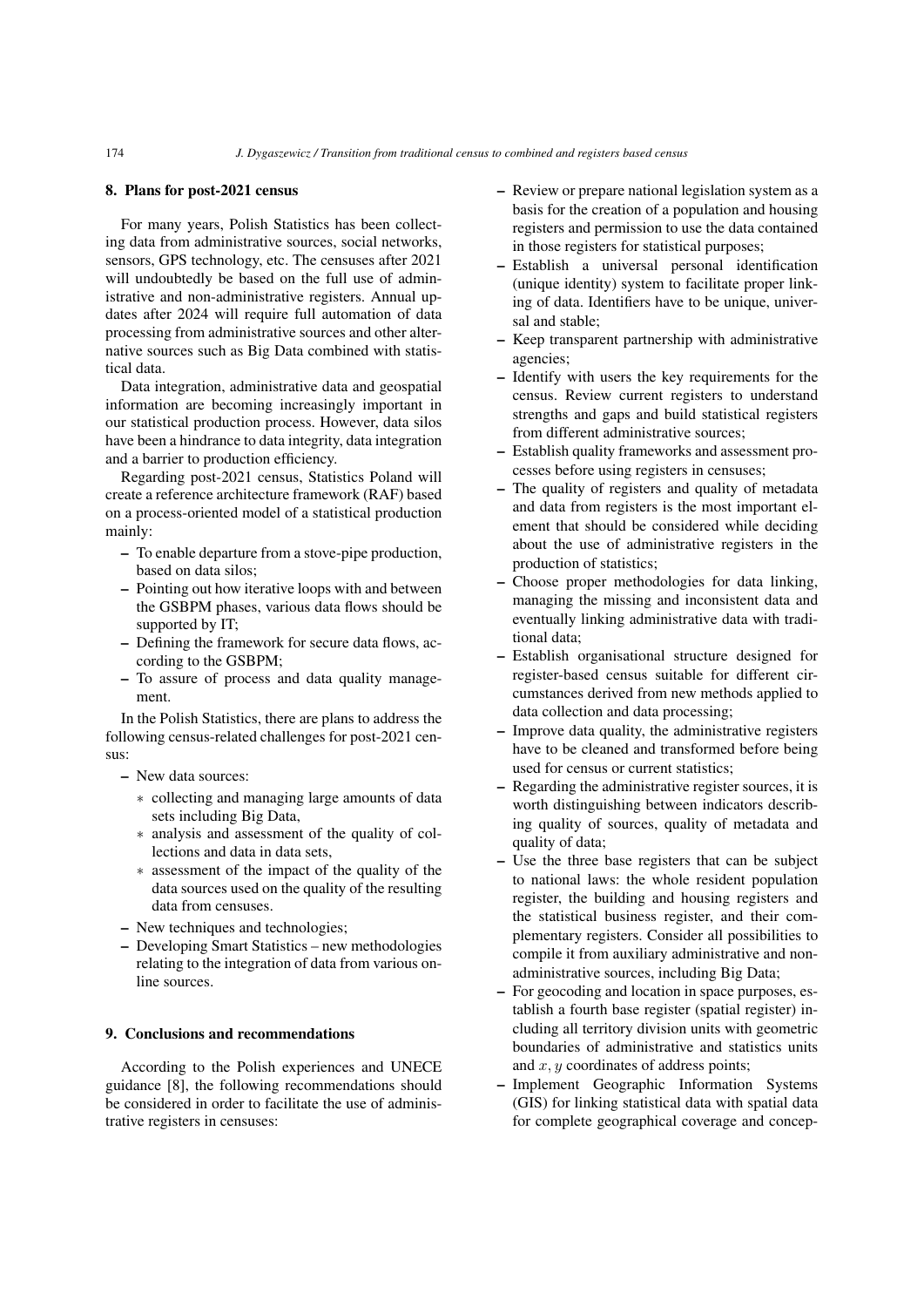## 8. Plans for post-2021 census

For many years, Polish Statistics has been collecting data from administrative sources, social networks, sensors, GPS technology, etc. The censuses after 2021 will undoubtedly be based on the full use of administrative and non-administrative registers. Annual updates after 2024 will require full automation of data processing from administrative sources and other alternative sources such as Big Data combined with statistical data.

Data integration, administrative data and geospatial information are becoming increasingly important in our statistical production process. However, data silos have been a hindrance to data integrity, data integration and a barrier to production efficiency.

Regarding post-2021 census, Statistics Poland will create a reference architecture framework (RAF) based on a process-oriented model of a statistical production mainly:

- To enable departure from a stove-pipe production, based on data silos;
- Pointing out how iterative loops with and between the GSBPM phases, various data flows should be supported by IT;
- Defining the framework for secure data flows, according to the GSBPM;
- To assure of process and data quality management.

In the Polish Statistics, there are plans to address the following census-related challenges for post-2021 census:

- New data sources:
  - collecting and managing large amounts of data sets including Big Data,
  - analysis and assessment of the quality of collections and data in data sets,
  - assessment of the impact of the quality of the data sources used on the quality of the resulting data from censuses.
- New techniques and technologies;
- Developing Smart Statistics – new methodologies relating to the integration of data from various online sources.

## 9. Conclusions and recommendations

According to the Polish experiences and UNECE guidance [8], the following recommendations should be considered in order to facilitate the use of administrative registers in censuses:

- Review or prepare national legislation system as a basis for the creation of a population and housing registers and permission to use the data contained in those registers for statistical purposes;
- Establish a universal personal identification (unique identity) system to facilitate proper linking of data. Identifiers have to be unique, universal and stable;
- Keep transparent partnership with administrative agencies;
- Identify with users the key requirements for the census. Review current registers to understand strengths and gaps and build statistical registers from different administrative sources;
- Establish quality frameworks and assessment processes before using registers in censuses;
- The quality of registers and quality of metadata and data from registers is the most important element that should be considered while deciding about the use of administrative registers in the production of statistics;
- Choose proper methodologies for data linking, managing the missing and inconsistent data and eventually linking administrative data with traditional data;
- Establish organisational structure designed for register-based census suitable for different circumstances derived from new methods applied to data collection and data processing;
- Improve data quality, the administrative registers have to be cleaned and transformed before being used for census or current statistics;
- Regarding the administrative register sources, it is worth distinguishing between indicators describing quality of sources, quality of metadata and quality of data;
- Use the three base registers that can be subject to national laws: the whole resident population register, the building and housing registers and the statistical business register, and their complementary registers. Consider all possibilities to compile it from auxiliary administrative and non-administrative sources, including Big Data;
- For geocoding and location in space purposes, establish a fourth base register (spatial register) including all territory division units with geometric boundaries of administrative and statistics units and $x, y$ coordinates of address points;
- Implement Geographic Information Systems (GIS) for linking statistical data with spatial data for complete geographical coverage and concep-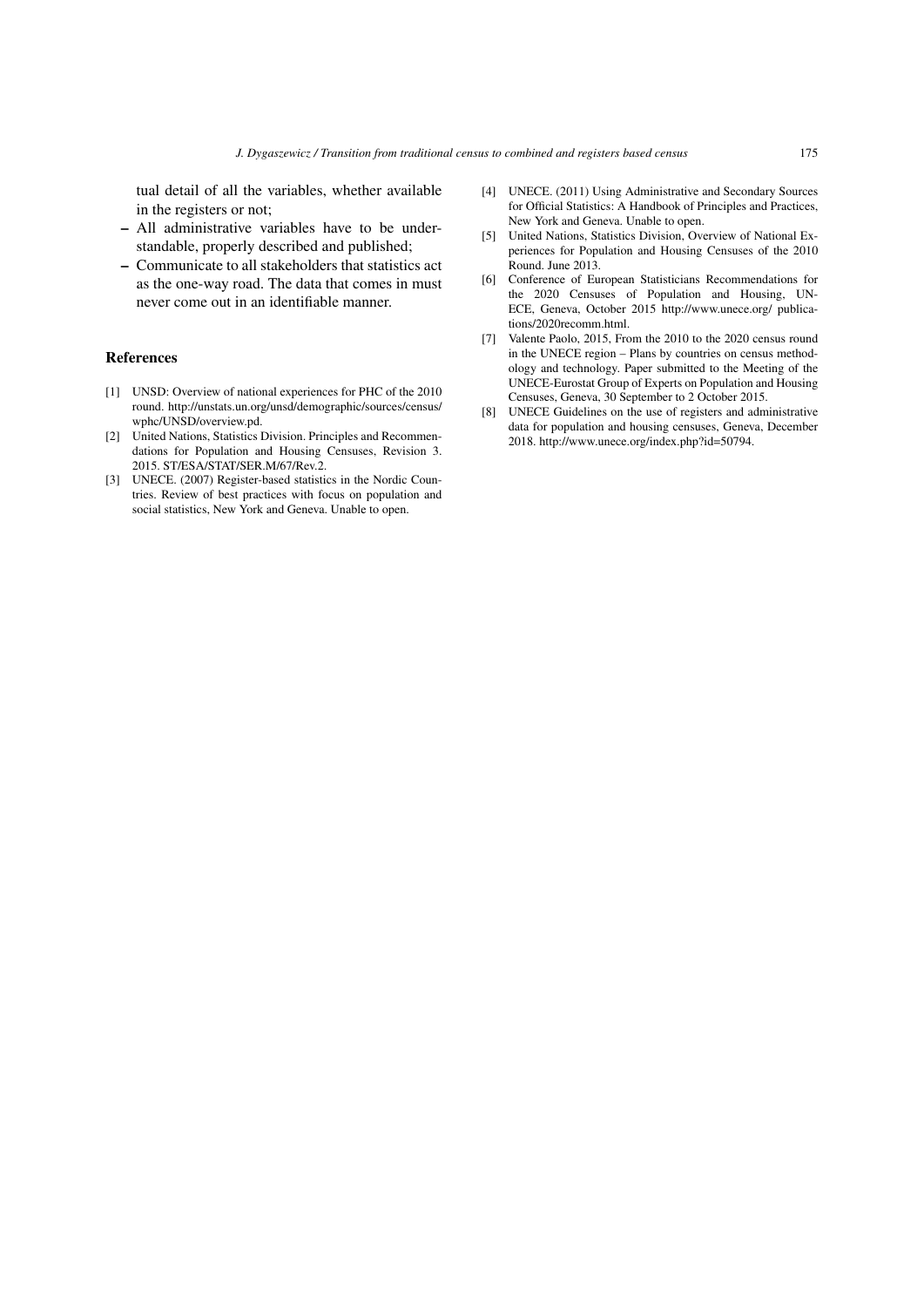tual detail of all the variables, whether available in the registers or not;

- All administrative variables have to be understandable, properly described and published;
- Communicate to all stakeholders that statistics act as the one-way road. The data that comes in must never come out in an identifiable manner.

## References

[1] UNSD: Overview of national experiences for PHC of the 2010 round. http://unstats.un.org/unsd/demographic/sources/census/wphc/UNSD/overview.pd.

[2] United Nations, Statistics Division. Principles and Recommendations for Population and Housing Censuses, Revision 3. 2015. ST/ESA/STAT/SER.M/67/Rev.2.

[3] UNECE. (2007) Register-based statistics in the Nordic Countries. Review of best practices with focus on population and social statistics, New York and Geneva. Unable to open.

[4] UNECE. (2011) Using Administrative and Secondary Sources for Official Statistics: A Handbook of Principles and Practices, New York and Geneva. Unable to open.

[5] United Nations, Statistics Division, Overview of National Experiences for Population and Housing Censuses of the 2010 Round. June 2013.

[6] Conference of European Statisticians Recommendations for the 2020 Censuses of Population and Housing, UNECE, Geneva, October 2015 http://www.unece.org/ publications/2020recomm.html.

[7] Valente Paolo, 2015, From the 2010 to the 2020 census round in the UNECE region – Plans by countries on census methodology and technology. Paper submitted to the Meeting of the UNECE-Eurostat Group of Experts on Population and Housing Censuses, Geneva, 30 September to 2 October 2015.

[8] UNECE Guidelines on the use of registers and administrative data for population and housing censuses, Geneva, December 2018. http://www.unece.org/index.php?id=50794.